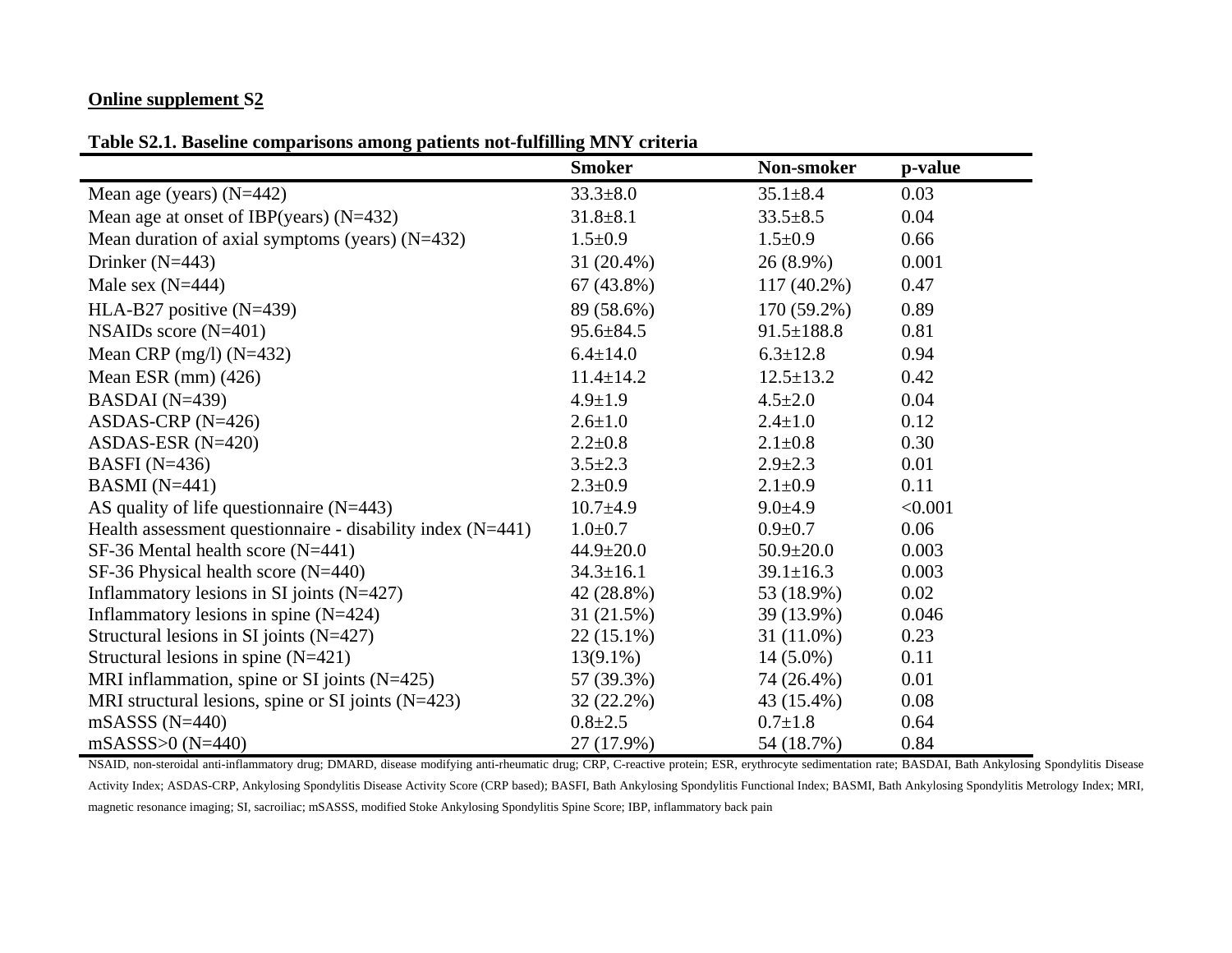**Online supplement S2**

**Table S2.1. Baseline comparisons among patients not-fulfilling MNY criteria**

| | Smoker | Non-smoker | p-value |
|---|---|---|---|
| Mean age (years) (N=442) | 33.3±8.0 | 35.1±8.4 | 0.03 |
| Mean age at onset of IBP(years) (N=432) | 31.8±8.1 | 33.5±8.5 | 0.04 |
| Mean duration of axial symptoms (years) (N=432) | 1.5±0.9 | 1.5±0.9 | 0.66 |
| Drinker (N=443) | 31 (20.4%) | 26 (8.9%) | 0.001 |
| Male sex (N=444) | 67 (43.8%) | 117 (40.2%) | 0.47 |
| HLA-B27 positive (N=439) | 89 (58.6%) | 170 (59.2%) | 0.89 |
| NSAIDs score (N=401) | 95.6±84.5 | 91.5±188.8 | 0.81 |
| Mean CRP (mg/l) (N=432) | 6.4±14.0 | 6.3±12.8 | 0.94 |
| Mean ESR (mm) (426) | 11.4±14.2 | 12.5±13.2 | 0.42 |
| BASDAI (N=439) | 4.9±1.9 | 4.5±2.0 | 0.04 |
| ASDAS-CRP (N=426) | 2.6±1.0 | 2.4±1.0 | 0.12 |
| ASDAS-ESR (N=420) | 2.2±0.8 | 2.1±0.8 | 0.30 |
| BASFI (N=436) | 3.5±2.3 | 2.9±2.3 | 0.01 |
| BASMI (N=441) | 2.3±0.9 | 2.1±0.9 | 0.11 |
| AS quality of life questionnaire (N=443) | 10.7±4.9 | 9.0±4.9 | <0.001 |
| Health assessment questionnaire - disability index (N=441) | 1.0±0.7 | 0.9±0.7 | 0.06 |
| SF-36 Mental health score (N=441) | 44.9±20.0 | 50.9±20.0 | 0.003 |
| SF-36 Physical health score (N=440) | 34.3±16.1 | 39.1±16.3 | 0.003 |
| Inflammatory lesions in SI joints (N=427) | 42 (28.8%) | 53 (18.9%) | 0.02 |
| Inflammatory lesions in spine (N=424) | 31 (21.5%) | 39 (13.9%) | 0.046 |
| Structural lesions in SI joints (N=427) | 22 (15.1%) | 31 (11.0%) | 0.23 |
| Structural lesions in spine (N=421) | 13(9.1%) | 14 (5.0%) | 0.11 |
| MRI inflammation, spine or SI joints (N=425) | 57 (39.3%) | 74 (26.4%) | 0.01 |
| MRI structural lesions, spine or SI joints (N=423) | 32 (22.2%) | 43 (15.4%) | 0.08 |
| mSASSS (N=440) | 0.8±2.5 | 0.7±1.8 | 0.64 |
| mSASSS>0 (N=440) | 27 (17.9%) | 54 (18.7%) | 0.84 |

NSAID, non-steroidal anti-inflammatory drug; DMARD, disease modifying anti-rheumatic drug; CRP, C-reactive protein; ESR, erythrocyte sedimentation rate; BASDAI, Bath Ankylosing Spondylitis Disease Activity Index; ASDAS-CRP, Ankylosing Spondylitis Disease Activity Score (CRP based); BASFI, Bath Ankylosing Spondylitis Functional Index; BASMI, Bath Ankylosing Spondylitis Metrology Index; MRI, magnetic resonance imaging; SI, sacroiliac; mSASSS, modified Stoke Ankylosing Spondylitis Spine Score; IBP, inflammatory back pain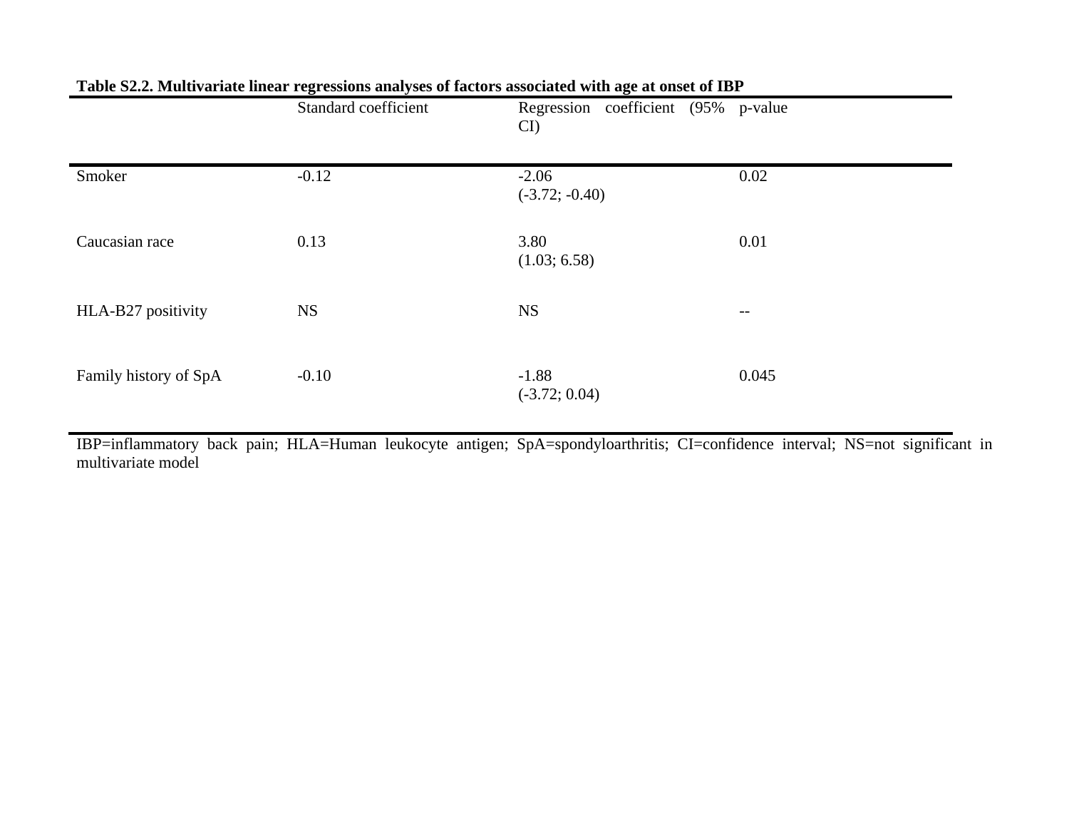**Table S2.2. Multivariate linear regressions analyses of factors associated with age at onset of IBP**

| | Standard coefficient | Regression coefficient (95% CI) | p-value |
|---|---|---|---|
| Smoker | -0.12 | -2.06 (-3.72; -0.40) | 0.02 |
| Caucasian race | 0.13 | 3.80 (1.03; 6.58) | 0.01 |
| HLA-B27 positivity | NS | NS | -- |
| Family history of SpA | -0.10 | -1.88 (-3.72; 0.04) | 0.045 |

IBP=inflammatory back pain; HLA=Human leukocyte antigen; SpA=spondyloarthritis; CI=confidence interval; NS=not significant in multivariate model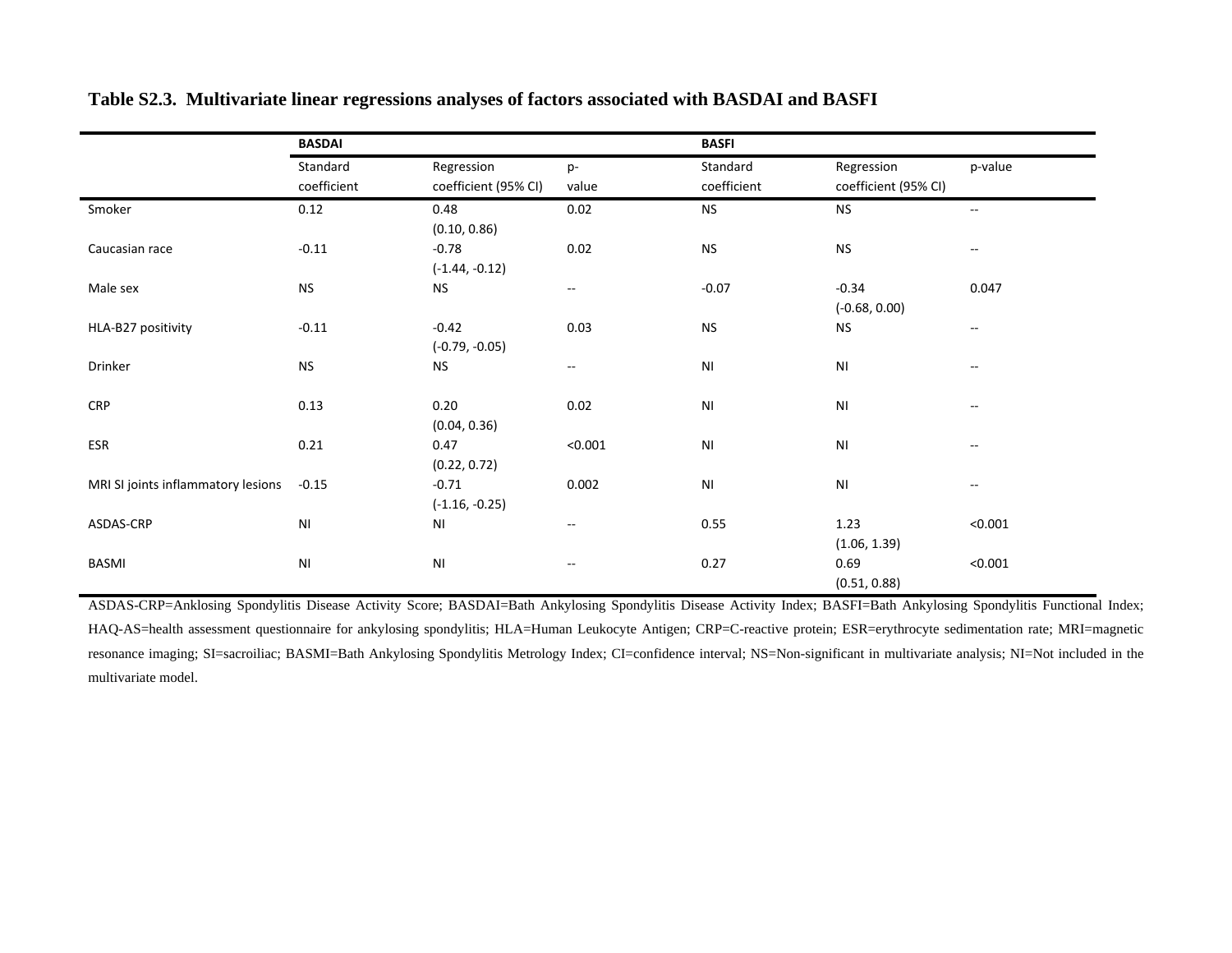**Table S2.3. Multivariate linear regressions analyses of factors associated with BASDAI and BASFI**

| | **BASDAI** | | | **BASFI** | | |
|---|---|---|---|---|---|---|
| | Standard coefficient | Regression coefficient (95% CI) | p-value | Standard coefficient | Regression coefficient (95% CI) | p-value |
| Smoker | 0.12 | 0.48 (0.10, 0.86) | 0.02 | NS | NS | -- |
| Caucasian race | -0.11 | -0.78 (-1.44, -0.12) | 0.02 | NS | NS | -- |
| Male sex | NS | NS | -- | -0.07 | -0.34 (-0.68, 0.00) | 0.047 |
| HLA-B27 positivity | -0.11 | -0.42 (-0.79, -0.05) | 0.03 | NS | NS | -- |
| Drinker | NS | NS | -- | NI | NI | -- |
| CRP | 0.13 | 0.20 (0.04, 0.36) | 0.02 | NI | NI | -- |
| ESR | 0.21 | 0.47 (0.22, 0.72) | <0.001 | NI | NI | -- |
| MRI SI joints inflammatory lesions | -0.15 | -0.71 (-1.16, -0.25) | 0.002 | NI | NI | -- |
| ASDAS-CRP | NI | NI | -- | 0.55 | 1.23 (1.06, 1.39) | <0.001 |
| BASMI | NI | NI | -- | 0.27 | 0.69 (0.51, 0.88) | <0.001 |

ASDAS-CRP=Anklosing Spondylitis Disease Activity Score; BASDAI=Bath Ankylosing Spondylitis Disease Activity Index; BASFI=Bath Ankylosing Spondylitis Functional Index; HAQ-AS=health assessment questionnaire for ankylosing spondylitis; HLA=Human Leukocyte Antigen; CRP=C-reactive protein; ESR=erythrocyte sedimentation rate; MRI=magnetic resonance imaging; SI=sacroiliac; BASMI=Bath Ankylosing Spondylitis Metrology Index; CI=confidence interval; NS=Non-significant in multivariate analysis; NI=Not included in the multivariate model.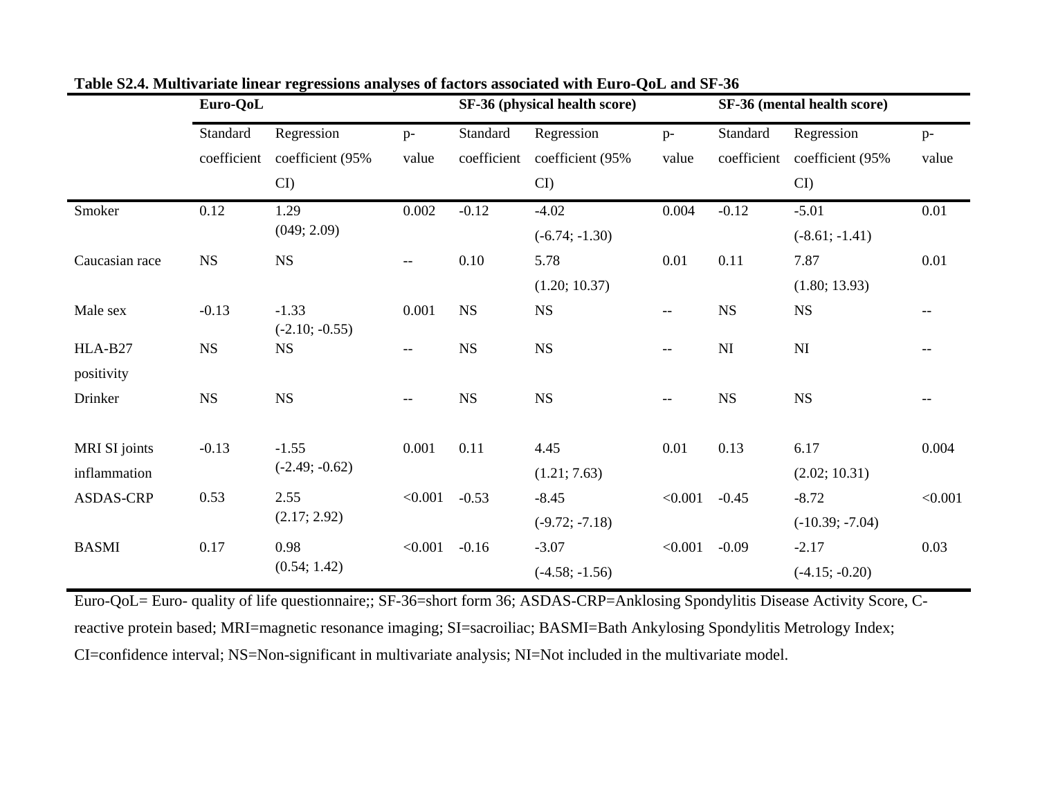**Table S2.4. Multivariate linear regressions analyses of factors associated with Euro-QoL and SF-36**

| | **Euro-QoL** | | | **SF-36 (physical health score)** | | | **SF-36 (mental health score)** | | |
|---|---|---|---|---|---|---|---|---|---|
| | Standard coefficient | Regression coefficient (95% CI) | p-value | Standard coefficient | Regression coefficient (95% CI) | p-value | Standard coefficient | Regression coefficient (95% CI) | p-value |
| Smoker | 0.12 | 1.29 (049; 2.09) | 0.002 | -0.12 | -4.02 (-6.74; -1.30) | 0.004 | -0.12 | -5.01 (-8.61; -1.41) | 0.01 |
| Caucasian race | NS | NS | -- | 0.10 | 5.78 (1.20; 10.37) | 0.01 | 0.11 | 7.87 (1.80; 13.93) | 0.01 |
| Male sex | -0.13 | -1.33 (-2.10; -0.55) | 0.001 | NS | NS | -- | NS | NS | -- |
| HLA-B27 positivity | NS | NS | -- | NS | NS | -- | NI | NI | -- |
| Drinker | NS | NS | -- | NS | NS | -- | NS | NS | -- |
| MRI SI joints inflammation | -0.13 | -1.55 (-2.49; -0.62) | 0.001 | 0.11 | 4.45 (1.21; 7.63) | 0.01 | 0.13 | 6.17 (2.02; 10.31) | 0.004 |
| ASDAS-CRP | 0.53 | 2.55 (2.17; 2.92) | <0.001 | -0.53 | -8.45 (-9.72; -7.18) | <0.001 | -0.45 | -8.72 (-10.39; -7.04) | <0.001 |
| BASMI | 0.17 | 0.98 (0.54; 1.42) | <0.001 | -0.16 | -3.07 (-4.58; -1.56) | <0.001 | -0.09 | -2.17 (-4.15; -0.20) | 0.03 |

Euro-QoL= Euro- quality of life questionnaire;; SF-36=short form 36; ASDAS-CRP=Anklosing Spondylitis Disease Activity Score, C-reactive protein based; MRI=magnetic resonance imaging; SI=sacroiliac; BASMI=Bath Ankylosing Spondylitis Metrology Index; CI=confidence interval; NS=Non-significant in multivariate analysis; NI=Not included in the multivariate model.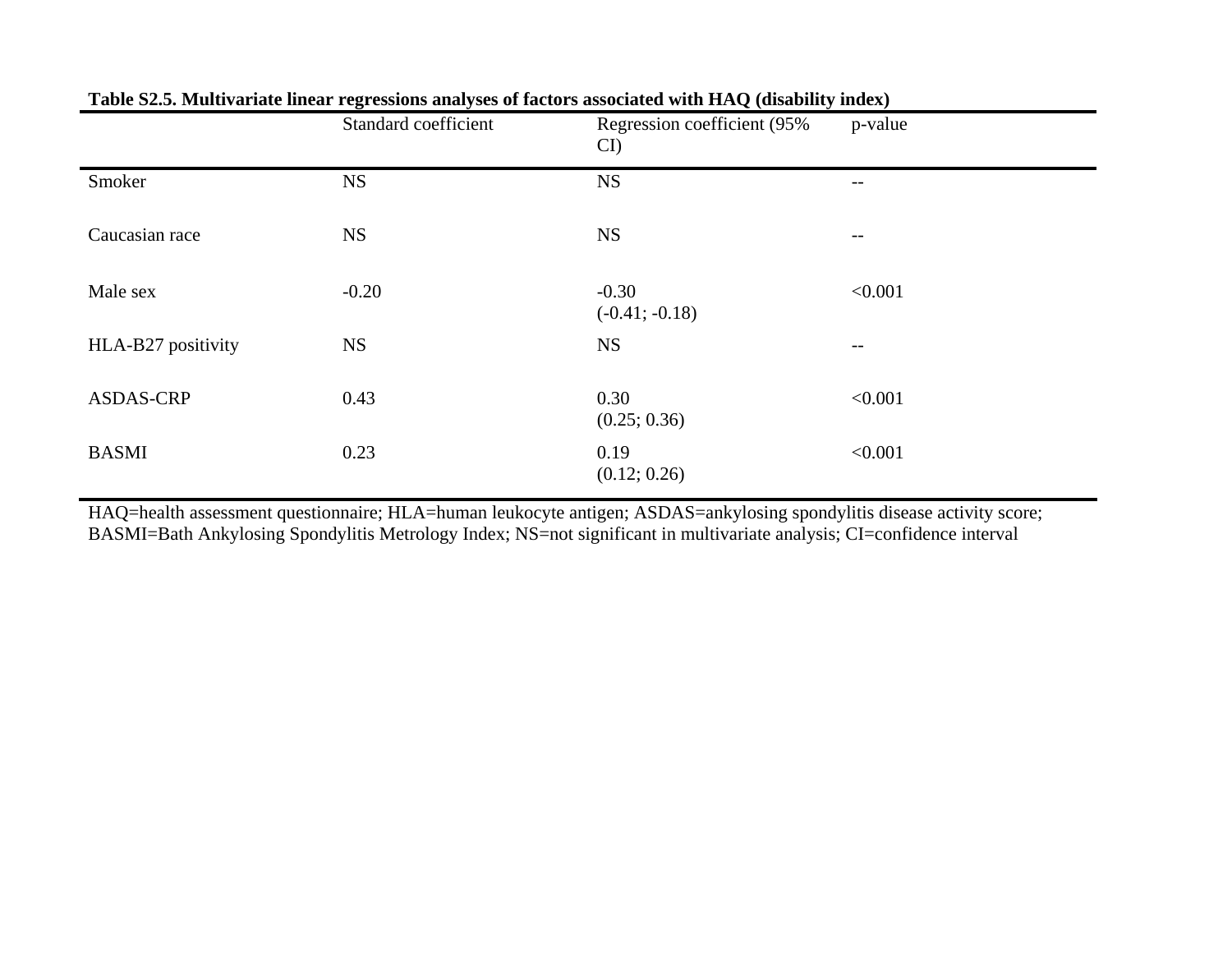**Table S2.5. Multivariate linear regressions analyses of factors associated with HAQ (disability index)**

| | Standard coefficient | Regression coefficient (95% CI) | p-value |
|---|---|---|---|
| Smoker | NS | NS | -- |
| Caucasian race | NS | NS | -- |
| Male sex | -0.20 | -0.30 (-0.41; -0.18) | <0.001 |
| HLA-B27 positivity | NS | NS | -- |
| ASDAS-CRP | 0.43 | 0.30 (0.25; 0.36) | <0.001 |
| BASMI | 0.23 | 0.19 (0.12; 0.26) | <0.001 |

HAQ=health assessment questionnaire; HLA=human leukocyte antigen; ASDAS=ankylosing spondylitis disease activity score; BASMI=Bath Ankylosing Spondylitis Metrology Index; NS=not significant in multivariate analysis; CI=confidence interval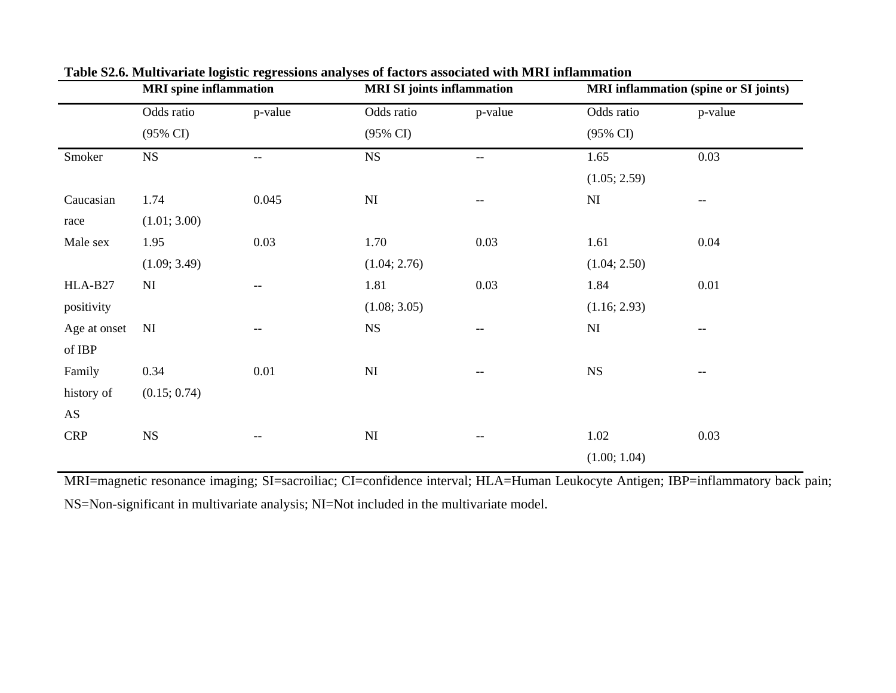**Table S2.6. Multivariate logistic regressions analyses of factors associated with MRI inflammation**

| | **MRI spine inflammation** | | **MRI SI joints inflammation** | | **MRI inflammation (spine or SI joints)** | |
|---|---|---|---|---|---|---|
| | Odds ratio (95% CI) | p-value | Odds ratio (95% CI) | p-value | Odds ratio (95% CI) | p-value |
| Smoker | NS | -- | NS | -- | 1.65 (1.05; 2.59) | 0.03 |
| Caucasian race | 1.74 (1.01; 3.00) | 0.045 | NI | -- | NI | -- |
| Male sex | 1.95 (1.09; 3.49) | 0.03 | 1.70 (1.04; 2.76) | 0.03 | 1.61 (1.04; 2.50) | 0.04 |
| HLA-B27 positivity | NI | -- | 1.81 (1.08; 3.05) | 0.03 | 1.84 (1.16; 2.93) | 0.01 |
| Age at onset of IBP | NI | -- | NS | -- | NI | -- |
| Family history of AS | 0.34 (0.15; 0.74) | 0.01 | NI | -- | NS | -- |
| CRP | NS | -- | NI | -- | 1.02 (1.00; 1.04) | 0.03 |

MRI=magnetic resonance imaging; SI=sacroiliac; CI=confidence interval; HLA=Human Leukocyte Antigen; IBP=inflammatory back pain; NS=Non-significant in multivariate analysis; NI=Not included in the multivariate model.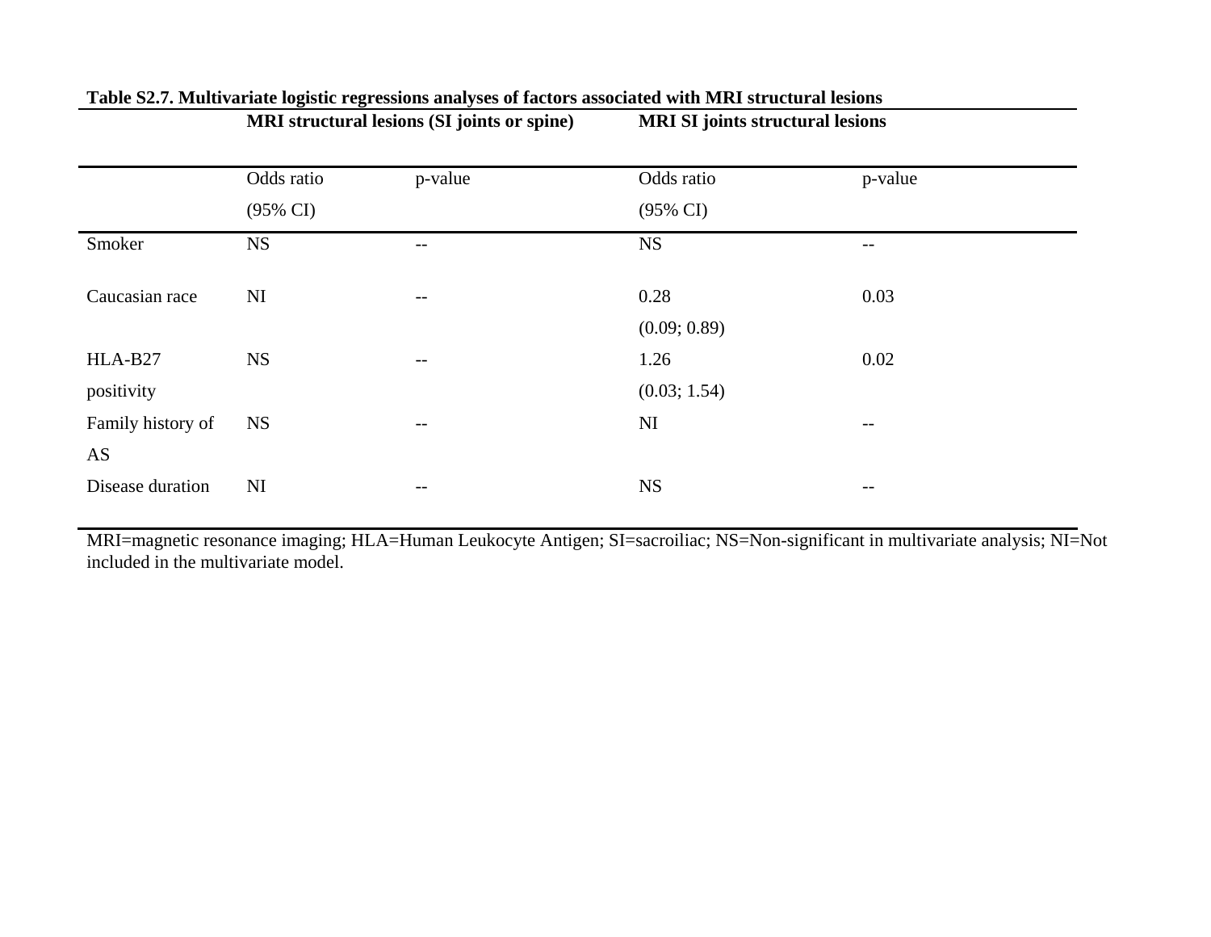**Table S2.7. Multivariate logistic regressions analyses of factors associated with MRI structural lesions**

| | MRI structural lesions (SI joints or spine) | | MRI SI joints structural lesions | |
|---|---|---|---|---|
| | Odds ratio (95% CI) | p-value | Odds ratio (95% CI) | p-value |
| Smoker | NS | -- | NS | -- |
| Caucasian race | NI | -- | 0.28 (0.09; 0.89) | 0.03 |
| HLA-B27 positivity | NS | -- | 1.26 (0.03; 1.54) | 0.02 |
| Family history of AS | NS | -- | NI | -- |
| Disease duration | NI | -- | NS | -- |

MRI=magnetic resonance imaging; HLA=Human Leukocyte Antigen; SI=sacroiliac; NS=Non-significant in multivariate analysis; NI=Not included in the multivariate model.